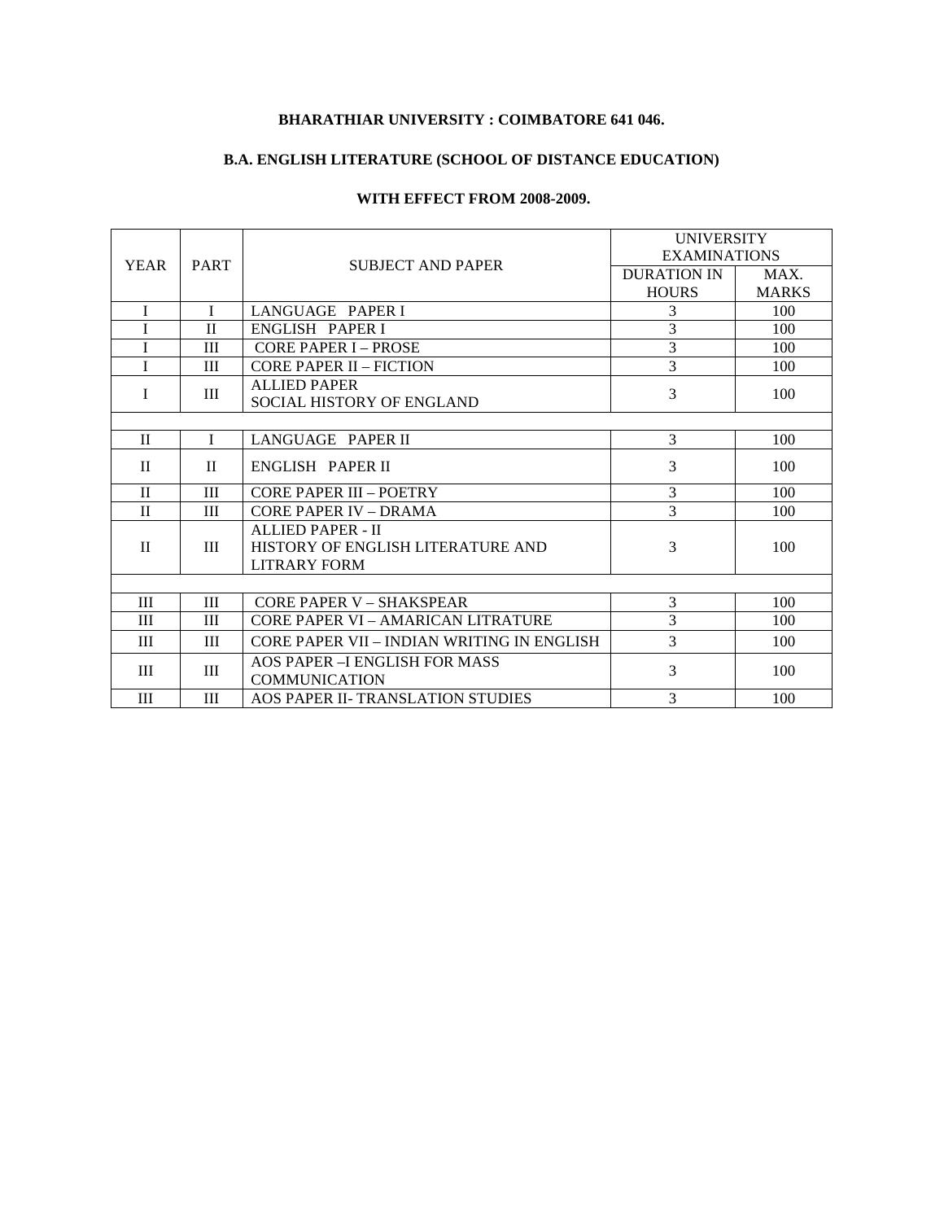**BHARATHIAR UNIVERSITY : COIMBATORE 641 046.**

**B.A. ENGLISH LITERATURE (SCHOOL OF DISTANCE EDUCATION)**

**WITH EFFECT FROM 2008-2009.**

| YEAR | PART | SUBJECT AND PAPER | UNIVERSITY EXAMINATIONS | |
|---|---|---|---|---|
| | | | DURATION IN HOURS | MAX. MARKS |
| I | I | LANGUAGE PAPER I | 3 | 100 |
| I | II | ENGLISH PAPER I | 3 | 100 |
| I | III | CORE PAPER I – PROSE | 3 | 100 |
| I | III | CORE PAPER II – FICTION | 3 | 100 |
| I | III | ALLIED PAPER SOCIAL HISTORY OF ENGLAND | 3 | 100 |
| | | | | |
| II | I | LANGUAGE PAPER II | 3 | 100 |
| II | II | ENGLISH PAPER II | 3 | 100 |
| II | III | CORE PAPER III – POETRY | 3 | 100 |
| II | III | CORE PAPER IV – DRAMA | 3 | 100 |
| II | III | ALLIED PAPER - II HISTORY OF ENGLISH LITERATURE AND LITRARY FORM | 3 | 100 |
| | | | | |
| III | III | CORE PAPER V – SHAKSPEAR | 3 | 100 |
| III | III | CORE PAPER VI – AMARICAN LITRATURE | 3 | 100 |
| III | III | CORE PAPER VII – INDIAN WRITING IN ENGLISH | 3 | 100 |
| III | III | AOS PAPER –I ENGLISH FOR MASS COMMUNICATION | 3 | 100 |
| III | III | AOS PAPER II- TRANSLATION STUDIES | 3 | 100 |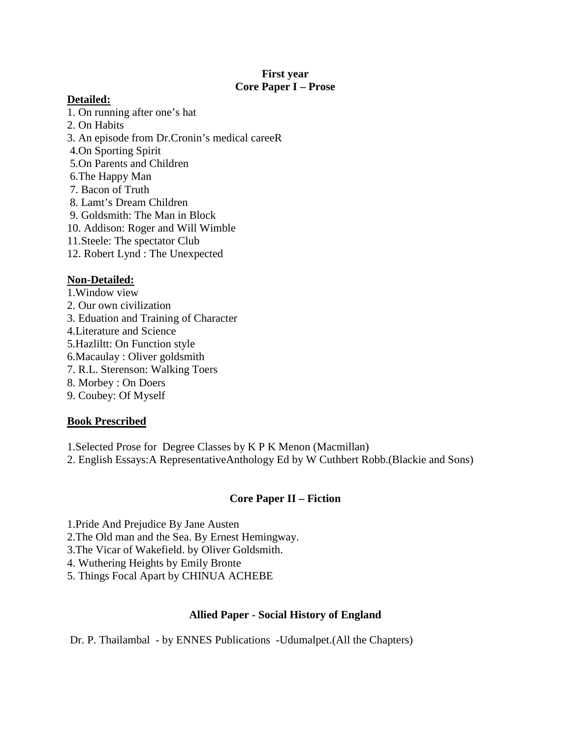**First year**
**Core Paper I – Prose**

**Detailed:**

1. On running after one's hat
2. On Habits
3. An episode from Dr.Cronin's medical careeR
4. On Sporting Spirit
5. On Parents and Children
6. The Happy Man
7. Bacon of Truth
8. Lamt's Dream Children
9. Goldsmith: The Man in Block
10. Addison: Roger and Will Wimble
11. Steele: The spectator Club
12. Robert Lynd : The Unexpected

**Non-Detailed:**

1. Window view
2. Our own civilization
3. Eduation and Training of Character
4. Literature and Science
5. Hazliltt: On Function style
6. Macaulay : Oliver goldsmith
7. R.L. Sterenson: Walking Toers
8. Morbey : On Doers
9. Coubey: Of Myself

**Book Prescribed**

1. Selected Prose for Degree Classes by K P K Menon (Macmillan)
2. English Essays:A RepresentativeAnthology Ed by W Cuthbert Robb.(Blackie and Sons)

**Core Paper II – Fiction**

1. Pride And Prejudice By Jane Austen
2. The Old man and the Sea. By Ernest Hemingway.
3. The Vicar of Wakefield. by Oliver Goldsmith.
4. Wuthering Heights by Emily Bronte
5. Things Focal Apart by CHINUA ACHEBE

**Allied Paper - Social History of England**

Dr. P. Thailambal - by ENNES Publications -Udumalpet.(All the Chapters)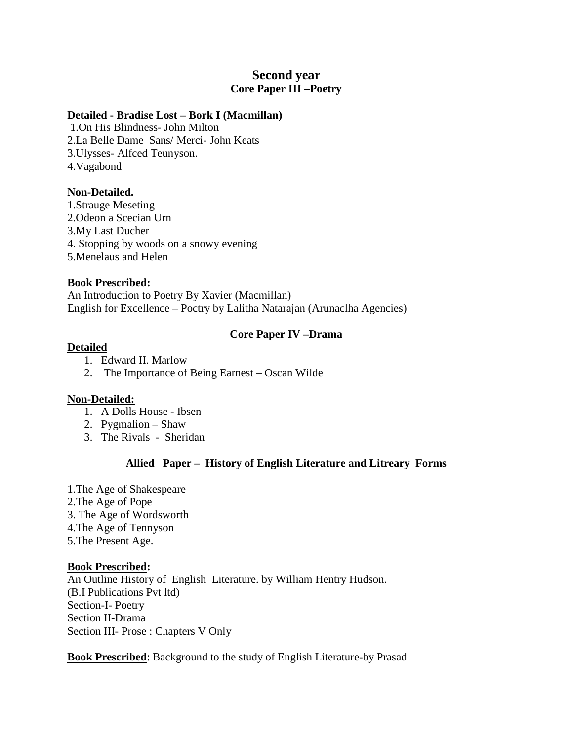# Second year

## Core Paper III –Poetry

**Detailed - Bradise Lost – Bork I (Macmillan)**

1.On His Blindness- John Milton
2.La Belle Dame Sans/ Merci- John Keats
3.Ulysses- Alfced Teunyson.
4.Vagabond

**Non-Detailed.**

1.Strauge Meseting
2.Odeon a Scecian Urn
3.My Last Ducher
4. Stopping by woods on a snowy evening
5.Menelaus and Helen

**Book Prescribed:**

An Introduction to Poetry By Xavier (Macmillan)
English for Excellence – Poctry by Lalitha Natarajan (Arunaclha Agencies)

## Core Paper IV –Drama

**Detailed**

1. Edward II. Marlow
2. The Importance of Being Earnest – Oscan Wilde

**Non-Detailed:**

1. A Dolls House - Ibsen
2. Pygmalion – Shaw
3. The Rivals - Sheridan

## Allied Paper – History of English Literature and Litreary Forms

1.The Age of Shakespeare
2.The Age of Pope
3. The Age of Wordsworth
4.The Age of Tennyson
5.The Present Age.

**Book Prescribed:**

An Outline History of English Literature. by William Hentry Hudson.
(B.I Publications Pvt ltd)
Section-I- Poetry
Section II-Drama
Section III- Prose : Chapters V Only

**Book Prescribed**: Background to the study of English Literature-by Prasad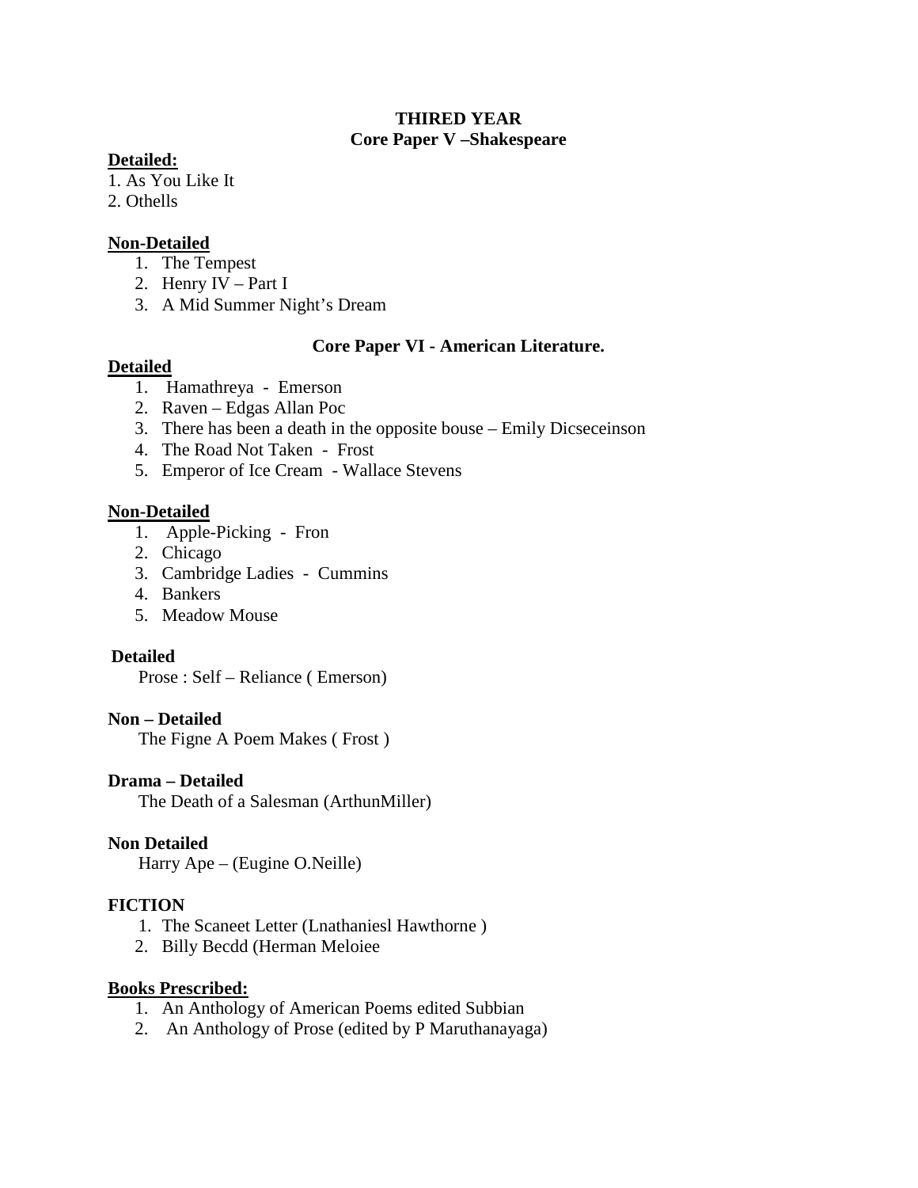**THIRED YEAR**
**Core Paper V –Shakespeare**

**Detailed:**

1. As You Like It
2. Othells

**Non-Detailed**

1. The Tempest
2. Henry IV – Part I
3. A Mid Summer Night's Dream

**Core Paper VI - American Literature.**

**Detailed**

1. Hamathreya - Emerson
2. Raven – Edgas Allan Poc
3. There has been a death in the opposite bouse – Emily Dicseceinson
4. The Road Not Taken - Frost
5. Emperor of Ice Cream - Wallace Stevens

**Non-Detailed**

1. Apple-Picking - Fron
2. Chicago
3. Cambridge Ladies - Cummins
4. Bankers
5. Meadow Mouse

**Detailed**

Prose : Self – Reliance ( Emerson)

**Non – Detailed**

The Figne A Poem Makes ( Frost )

**Drama – Detailed**

The Death of a Salesman (ArthunMiller)

**Non Detailed**

Harry Ape – (Eugine O.Neille)

**FICTION**

1. The Scaneet Letter (Lnathaniesl Hawthorne )
2. Billy Becdd (Herman Meloiee

**Books Prescribed:**

1. An Anthology of American Poems edited Subbian
2. An Anthology of Prose (edited by P Maruthanayaga)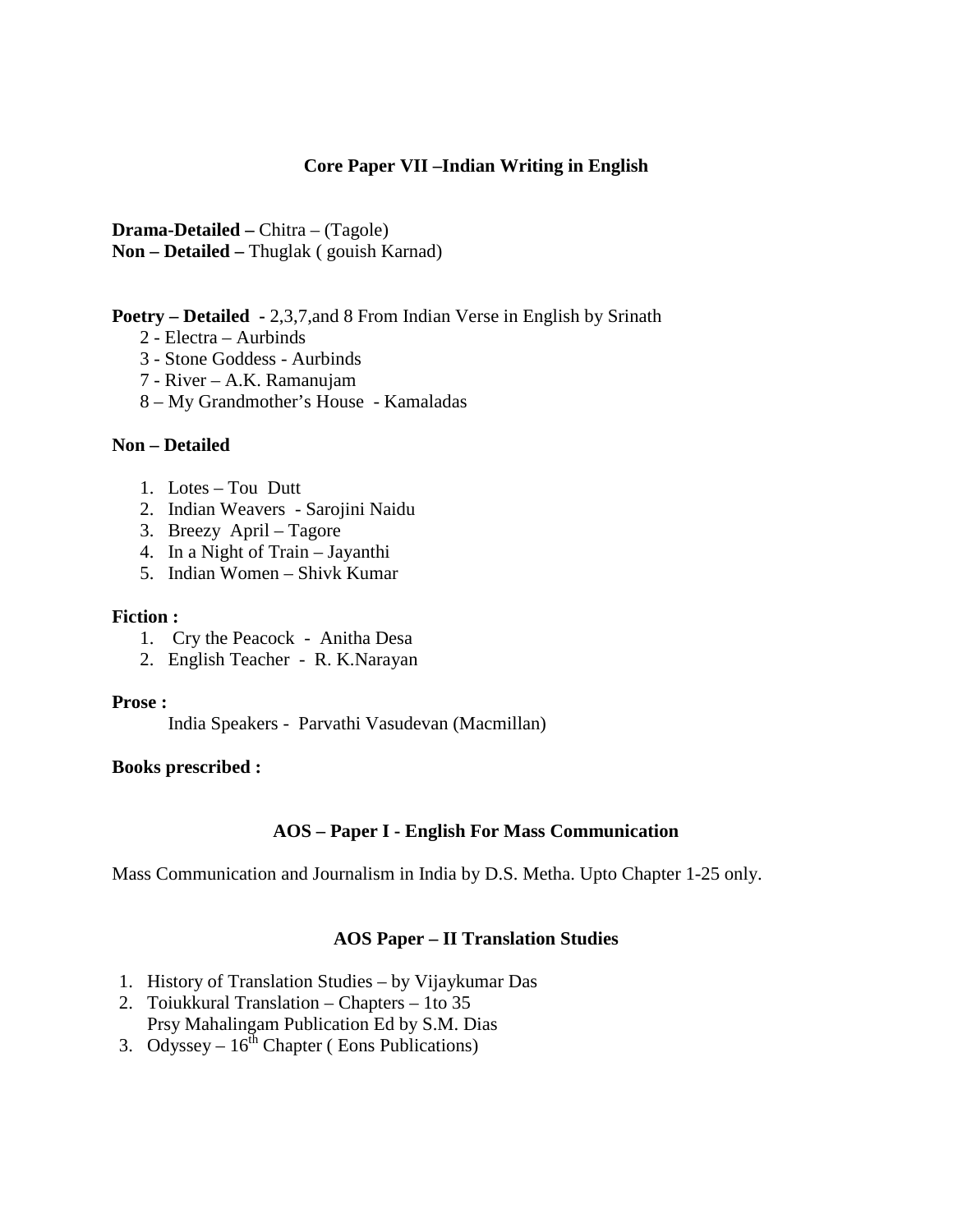## Core Paper VII –Indian Writing in English

**Drama-Detailed –** Chitra – (Tagole)
**Non – Detailed –** Thuglak ( gouish Karnad)

**Poetry – Detailed** - 2,3,7,and 8 From Indian Verse in English by Srinath

2 - Electra – Aurbinds
3 - Stone Goddess - Aurbinds
7 - River – A.K. Ramanujam
8 – My Grandmother's House - Kamaladas

**Non – Detailed**

1. Lotes – Tou Dutt
2. Indian Weavers - Sarojini Naidu
3. Breezy April – Tagore
4. In a Night of Train – Jayanthi
5. Indian Women – Shivk Kumar

**Fiction :**

1. Cry the Peacock - Anitha Desa
2. English Teacher - R. K.Narayan

**Prose :**

India Speakers - Parvathi Vasudevan (Macmillan)

**Books prescribed :**

## AOS – Paper I - English For Mass Communication

Mass Communication and Journalism in India by D.S. Metha. Upto Chapter 1-25 only.

## AOS Paper – II Translation Studies

1. History of Translation Studies – by Vijaykumar Das
2. Toiukkural Translation – Chapters – 1to 35
   Prsy Mahalingam Publication Ed by S.M. Dias
3. Odyssey – $16^{th}$ Chapter ( Eons Publications)